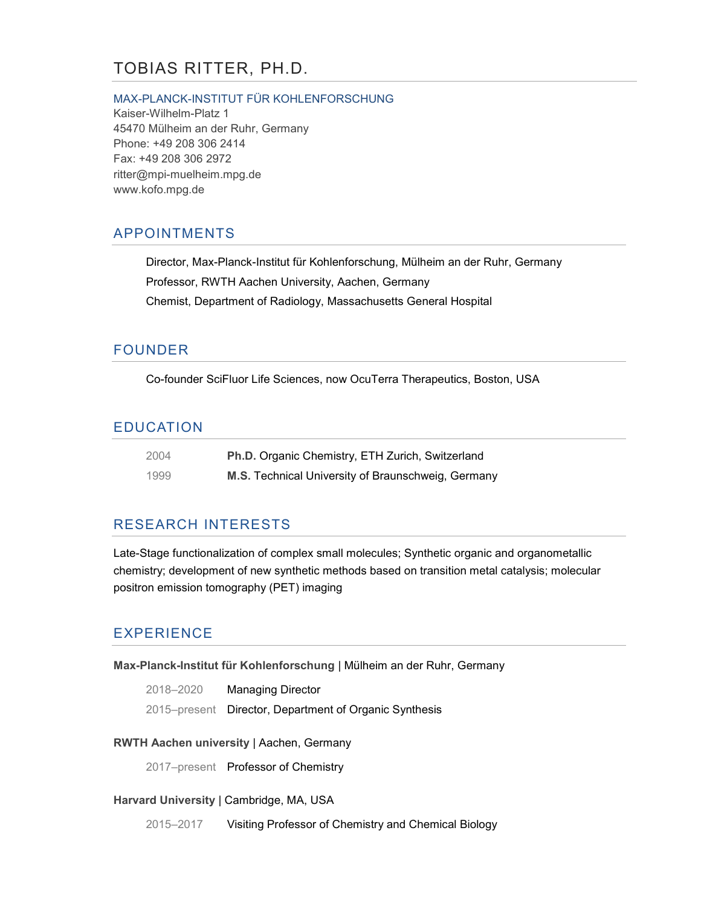# TOBIAS RITTER, PH.D.

MAX-PLANCK-INSTITUT FÜR KOHLENFORSCHUNG
Kaiser-Wilhelm-Platz 1
45470 Mülheim an der Ruhr, Germany
Phone: +49 208 306 2414
Fax: +49 208 306 2972
ritter@mpi-muelheim.mpg.de
www.kofo.mpg.de

## APPOINTMENTS

Director, Max-Planck-Institut für Kohlenforschung, Mülheim an der Ruhr, Germany

Professor, RWTH Aachen University, Aachen, Germany

Chemist, Department of Radiology, Massachusetts General Hospital

## FOUNDER

Co-founder SciFluor Life Sciences, now OcuTerra Therapeutics, Boston, USA

## EDUCATION

| | |
|---|---|
| 2004 | **Ph.D.** Organic Chemistry, ETH Zurich, Switzerland |
| 1999 | **M.S.** Technical University of Braunschweig, Germany |

## RESEARCH INTERESTS

Late-Stage functionalization of complex small molecules; Synthetic organic and organometallic chemistry; development of new synthetic methods based on transition metal catalysis; molecular positron emission tomography (PET) imaging

## EXPERIENCE

**Max-Planck-Institut für Kohlenforschung** | Mülheim an der Ruhr, Germany

| | |
|---|---|
| 2018–2020 | Managing Director |
| 2015–present | Director, Department of Organic Synthesis |

**RWTH Aachen university** | Aachen, Germany

| | |
|---|---|
| 2017–present | Professor of Chemistry |

**Harvard University** | Cambridge, MA, USA

| | |
|---|---|
| 2015–2017 | Visiting Professor of Chemistry and Chemical Biology |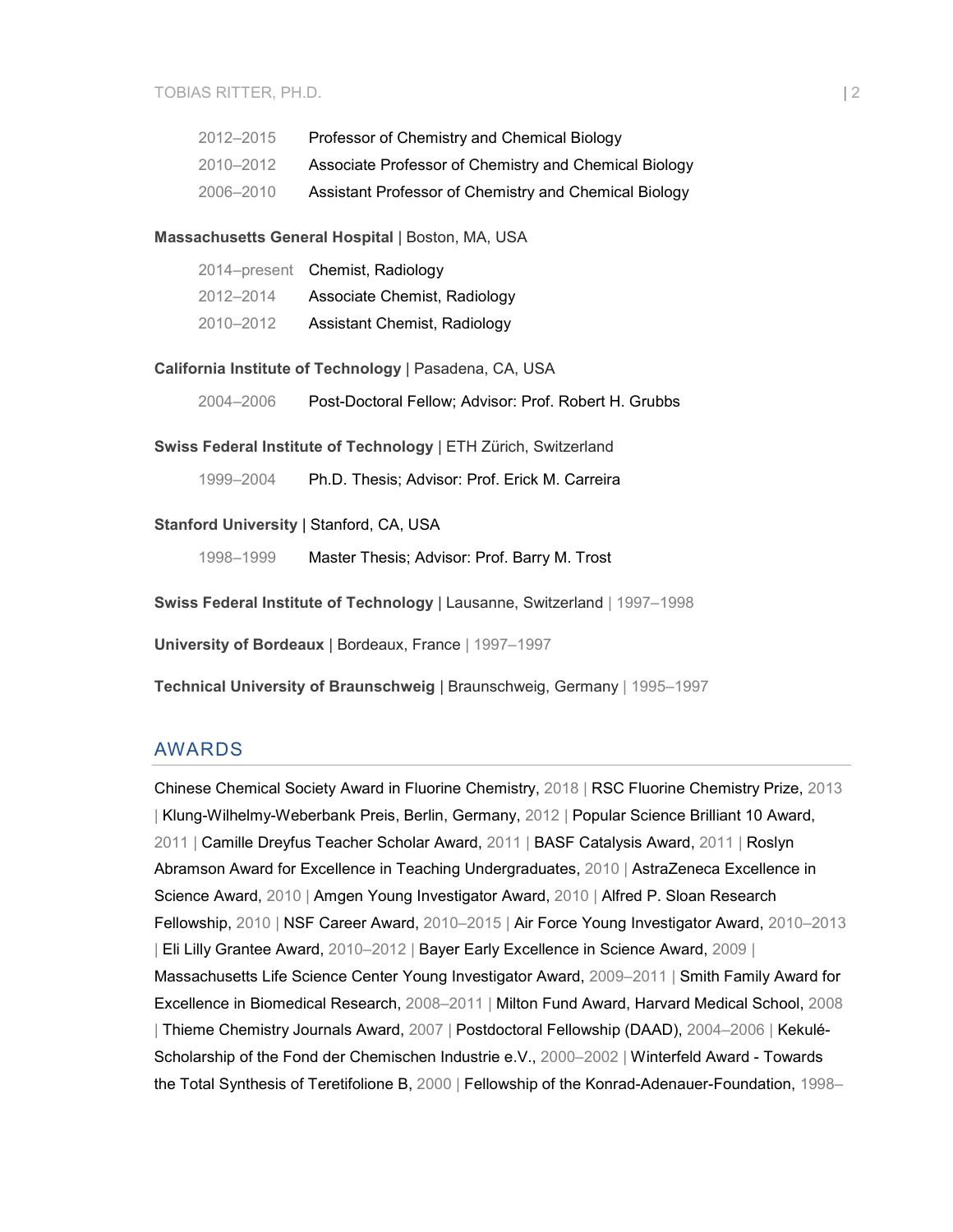| | |
|---|---|
| 2012–2015 | Professor of Chemistry and Chemical Biology |
| 2010–2012 | Associate Professor of Chemistry and Chemical Biology |
| 2006–2010 | Assistant Professor of Chemistry and Chemical Biology |

**Massachusetts General Hospital** | Boston, MA, USA

| | |
|---|---|
| 2014–present | Chemist, Radiology |
| 2012–2014 | Associate Chemist, Radiology |
| 2010–2012 | Assistant Chemist, Radiology |

**California Institute of Technology** | Pasadena, CA, USA

| | |
|---|---|
| 2004–2006 | Post-Doctoral Fellow; Advisor: Prof. Robert H. Grubbs |

**Swiss Federal Institute of Technology** | ETH Zürich, Switzerland

| | |
|---|---|
| 1999–2004 | Ph.D. Thesis; Advisor: Prof. Erick M. Carreira |

**Stanford University** | Stanford, CA, USA

| | |
|---|---|
| 1998–1999 | Master Thesis; Advisor: Prof. Barry M. Trost |

**Swiss Federal Institute of Technology** | Lausanne, Switzerland | 1997–1998

**University of Bordeaux** | Bordeaux, France | 1997–1997

**Technical University of Braunschweig** | Braunschweig, Germany | 1995–1997

## AWARDS

Chinese Chemical Society Award in Fluorine Chemistry, 2018 | RSC Fluorine Chemistry Prize, 2013 | Klung-Wilhelmy-Weberbank Preis, Berlin, Germany, 2012 | Popular Science Brilliant 10 Award, 2011 | Camille Dreyfus Teacher Scholar Award, 2011 | BASF Catalysis Award, 2011 | Roslyn Abramson Award for Excellence in Teaching Undergraduates, 2010 | AstraZeneca Excellence in Science Award, 2010 | Amgen Young Investigator Award, 2010 | Alfred P. Sloan Research Fellowship, 2010 | NSF Career Award, 2010–2015 | Air Force Young Investigator Award, 2010–2013 | Eli Lilly Grantee Award, 2010–2012 | Bayer Early Excellence in Science Award, 2009 | Massachusetts Life Science Center Young Investigator Award, 2009–2011 | Smith Family Award for Excellence in Biomedical Research, 2008–2011 | Milton Fund Award, Harvard Medical School, 2008 | Thieme Chemistry Journals Award, 2007 | Postdoctoral Fellowship (DAAD), 2004–2006 | Kekulé-Scholarship of the Fond der Chemischen Industrie e.V., 2000–2002 | Winterfeld Award - Towards the Total Synthesis of Teretifolione B, 2000 | Fellowship of the Konrad-Adenauer-Foundation, 1998–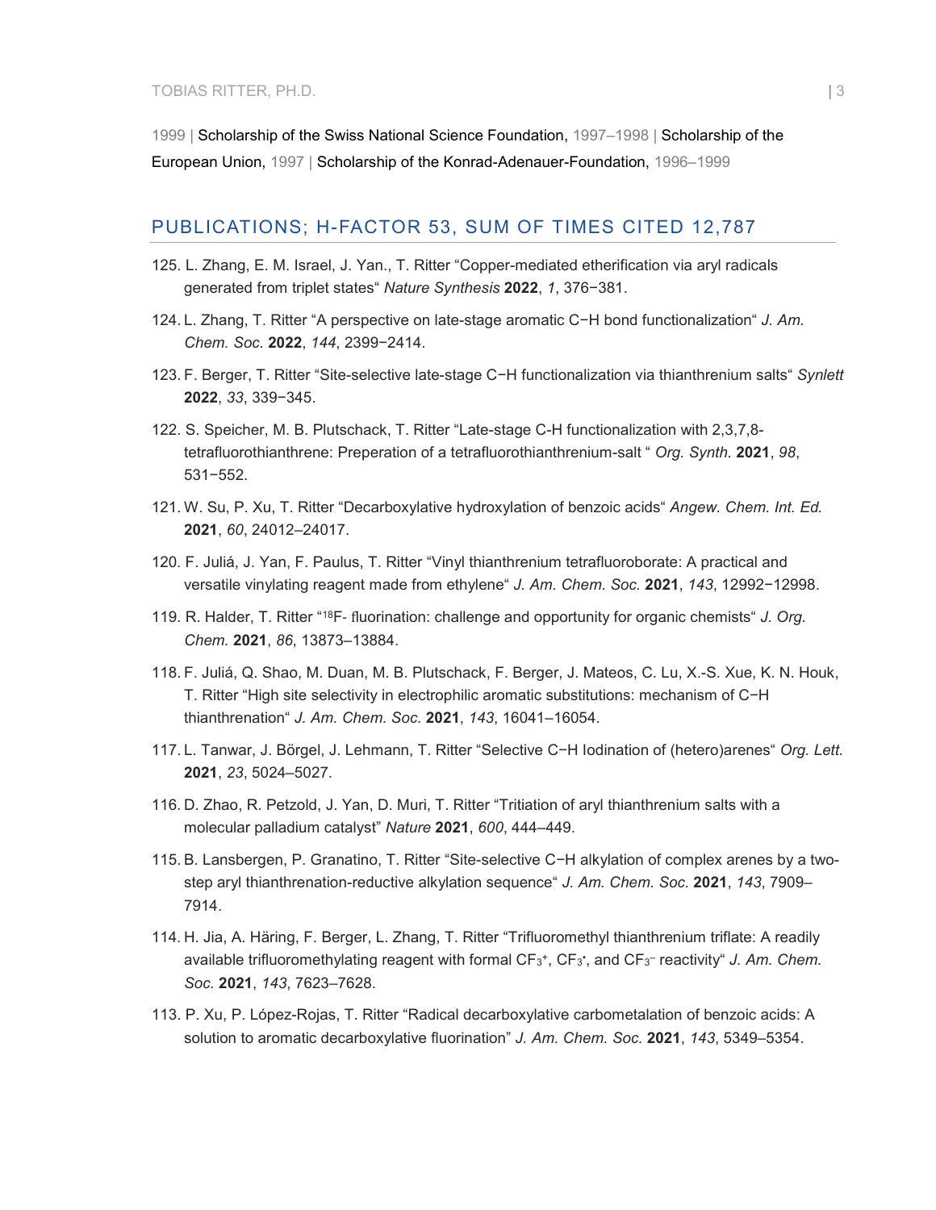1999 | Scholarship of the Swiss National Science Foundation, 1997–1998 | Scholarship of the European Union, 1997 | Scholarship of the Konrad-Adenauer-Foundation, 1996–1999

## PUBLICATIONS; H-FACTOR 53, SUM OF TIMES CITED 12,787

125. L. Zhang, E. M. Israel, J. Yan., T. Ritter "Copper-mediated etherification via aryl radicals generated from triplet states" *Nature Synthesis* **2022**, *1*, 376−381.

124. L. Zhang, T. Ritter "A perspective on late-stage aromatic C−H bond functionalization" *J. Am. Chem. Soc.* **2022**, *144*, 2399−2414.

123. F. Berger, T. Ritter "Site-selective late-stage C−H functionalization via thianthrenium salts" *Synlett* **2022**, *33*, 339−345.

122. S. Speicher, M. B. Plutschack, T. Ritter "Late-stage C-H functionalization with 2,3,7,8-tetrafluorothianthrene: Preperation of a tetrafluorothianthrenium-salt " *Org. Synth.* **2021**, *98*, 531−552.

121. W. Su, P. Xu, T. Ritter "Decarboxylative hydroxylation of benzoic acids" *Angew. Chem. Int. Ed.* **2021**, *60*, 24012–24017.

120. F. Juliá, J. Yan, F. Paulus, T. Ritter "Vinyl thianthrenium tetrafluoroborate: A practical and versatile vinylating reagent made from ethylene" *J. Am. Chem. Soc.* **2021**, *143*, 12992−12998.

119. R. Halder, T. Ritter "$^{18}$F- fluorination: challenge and opportunity for organic chemists" *J. Org. Chem.* **2021**, *86*, 13873–13884.

118. F. Juliá, Q. Shao, M. Duan, M. B. Plutschack, F. Berger, J. Mateos, C. Lu, X.-S. Xue, K. N. Houk, T. Ritter "High site selectivity in electrophilic aromatic substitutions: mechanism of C−H thianthrenation" *J. Am. Chem. Soc.* **2021**, *143*, 16041–16054.

117. L. Tanwar, J. Börgel, J. Lehmann, T. Ritter "Selective C−H Iodination of (hetero)arenes" *Org. Lett.* **2021**, *23*, 5024–5027.

116. D. Zhao, R. Petzold, J. Yan, D. Muri, T. Ritter "Tritiation of aryl thianthrenium salts with a molecular palladium catalyst" *Nature* **2021**, *600*, 444–449.

115. B. Lansbergen, P. Granatino, T. Ritter "Site-selective C−H alkylation of complex arenes by a two-step aryl thianthrenation-reductive alkylation sequence" *J. Am. Chem. Soc.* **2021**, *143*, 7909–7914.

114. H. Jia, A. Häring, F. Berger, L. Zhang, T. Ritter "Trifluoromethyl thianthrenium triflate: A readily available trifluoromethylating reagent with formal $CF_3^+$, $CF_3^•$, and $CF_3^-$ reactivity" *J. Am. Chem. Soc.* **2021**, *143*, 7623–7628.

113. P. Xu, P. López-Rojas, T. Ritter "Radical decarboxylative carbometalation of benzoic acids: A solution to aromatic decarboxylative fluorination" *J. Am. Chem. Soc.* **2021**, *143*, 5349–5354.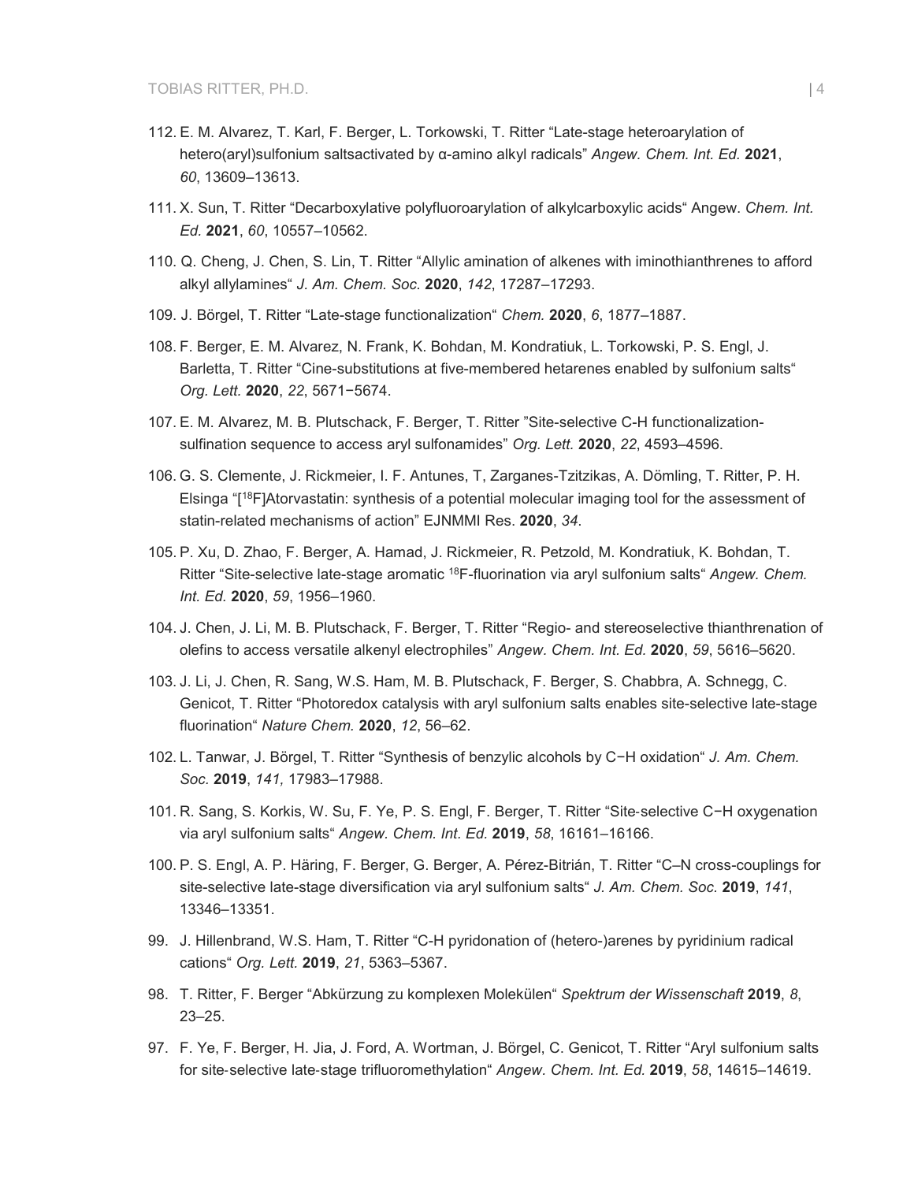112. E. M. Alvarez, T. Karl, F. Berger, L. Torkowski, T. Ritter "Late-stage heteroarylation of hetero(aryl)sulfonium saltsactivated by α-amino alkyl radicals" *Angew. Chem. Int. Ed.* **2021**, *60*, 13609–13613.

111. X. Sun, T. Ritter "Decarboxylative polyfluoroarylation of alkylcarboxylic acids" Angew. *Chem. Int. Ed.* **2021**, *60*, 10557–10562.

110. Q. Cheng, J. Chen, S. Lin, T. Ritter "Allylic amination of alkenes with iminothianthrenes to afford alkyl allylamines" *J. Am. Chem. Soc.* **2020**, *142*, 17287–17293.

109. J. Börgel, T. Ritter "Late-stage functionalization" *Chem.* **2020**, *6*, 1877–1887.

108. F. Berger, E. M. Alvarez, N. Frank, K. Bohdan, M. Kondratiuk, L. Torkowski, P. S. Engl, J. Barletta, T. Ritter "Cine-substitutions at five-membered hetarenes enabled by sulfonium salts" *Org. Lett.* **2020**, *22*, 5671−5674.

107. E. M. Alvarez, M. B. Plutschack, F. Berger, T. Ritter "Site-selective C-H functionalization-sulfination sequence to access aryl sulfonamides" *Org. Lett.* **2020**, *22*, 4593–4596.

106. G. S. Clemente, J. Rickmeier, I. F. Antunes, T, Zarganes-Tzitzikas, A. Dömling, T. Ritter, P. H. Elsinga "[$^{18}$F]Atorvastatin: synthesis of a potential molecular imaging tool for the assessment of statin-related mechanisms of action" EJNMMI Res. **2020**, *34*.

105. P. Xu, D. Zhao, F. Berger, A. Hamad, J. Rickmeier, R. Petzold, M. Kondratiuk, K. Bohdan, T. Ritter "Site-selective late-stage aromatic $^{18}$F-fluorination via aryl sulfonium salts" *Angew. Chem. Int. Ed.* **2020**, *59*, 1956–1960.

104. J. Chen, J. Li, M. B. Plutschack, F. Berger, T. Ritter "Regio- and stereoselective thianthrenation of olefins to access versatile alkenyl electrophiles" *Angew. Chem. Int. Ed.* **2020**, *59*, 5616–5620.

103. J. Li, J. Chen, R. Sang, W.S. Ham, M. B. Plutschack, F. Berger, S. Chabbra, A. Schnegg, C. Genicot, T. Ritter "Photoredox catalysis with aryl sulfonium salts enables site-selective late-stage fluorination" *Nature Chem.* **2020**, *12*, 56–62.

102. L. Tanwar, J. Börgel, T. Ritter "Synthesis of benzylic alcohols by C−H oxidation" *J. Am. Chem. Soc.* **2019**, *141,* 17983–17988.

101. R. Sang, S. Korkis, W. Su, F. Ye, P. S. Engl, F. Berger, T. Ritter "Site‐selective C−H oxygenation via aryl sulfonium salts" *Angew. Chem. Int. Ed.* **2019**, *58*, 16161–16166.

100. P. S. Engl, A. P. Häring, F. Berger, G. Berger, A. Pérez-Bitrián, T. Ritter "C–N cross-couplings for site-selective late-stage diversification via aryl sulfonium salts" *J. Am. Chem. Soc.* **2019**, *141*, 13346–13351.

99. J. Hillenbrand, W.S. Ham, T. Ritter "C-H pyridonation of (hetero-)arenes by pyridinium radical cations" *Org. Lett.* **2019**, *21*, 5363–5367.

98. T. Ritter, F. Berger "Abkürzung zu komplexen Molekülen" *Spektrum der Wissenschaft* **2019**, *8*, 23–25.

97. F. Ye, F. Berger, H. Jia, J. Ford, A. Wortman, J. Börgel, C. Genicot, T. Ritter "Aryl sulfonium salts for site‐selective late‐stage trifluoromethylation" *Angew. Chem. Int. Ed.* **2019**, *58*, 14615–14619.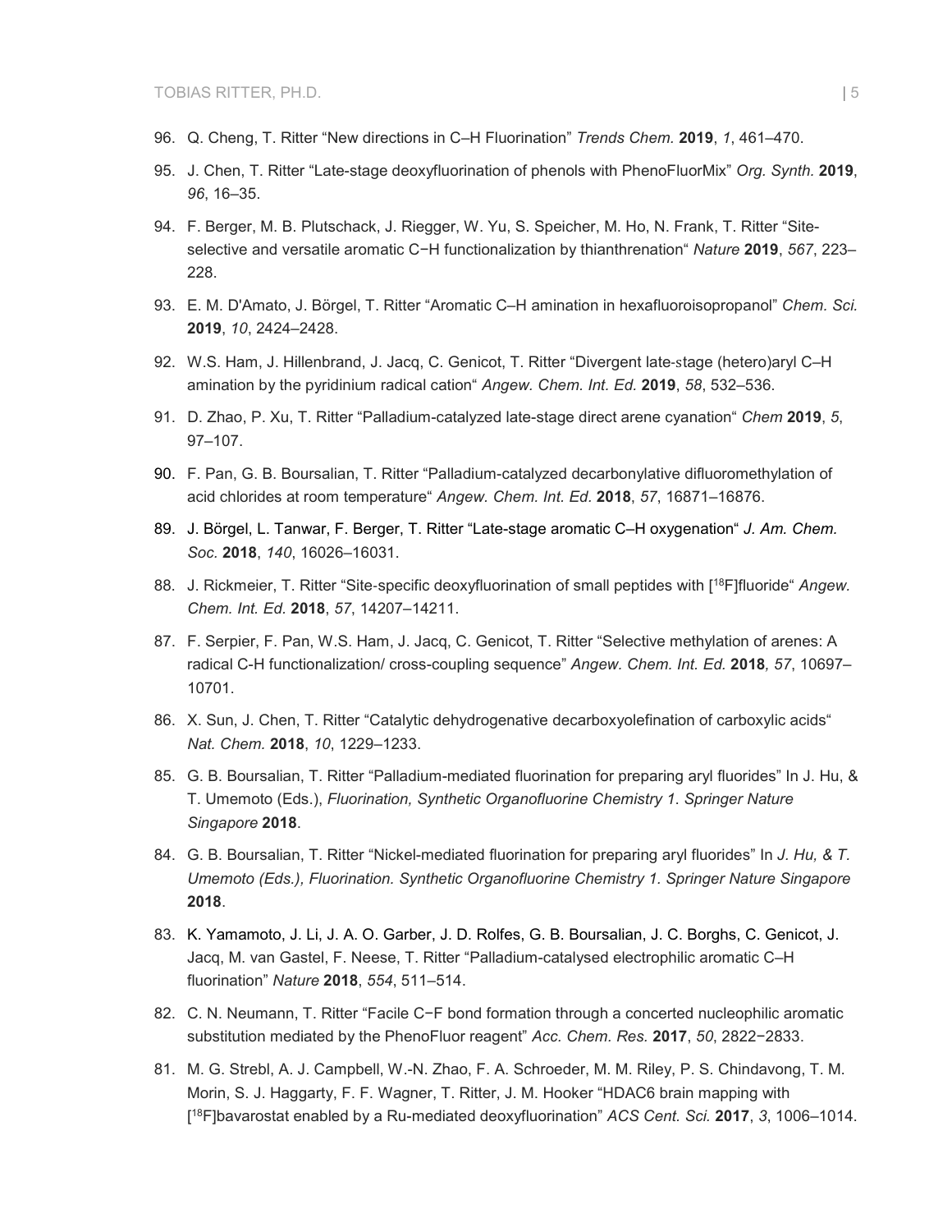96. Q. Cheng, T. Ritter "New directions in C–H Fluorination" *Trends Chem.* **2019**, *1*, 461–470.

95. J. Chen, T. Ritter "Late-stage deoxyfluorination of phenols with PhenoFluorMix" *Org. Synth.* **2019**, *96*, 16–35.

94. F. Berger, M. B. Plutschack, J. Riegger, W. Yu, S. Speicher, M. Ho, N. Frank, T. Ritter "Site-selective and versatile aromatic C−H functionalization by thianthrenation" *Nature* **2019**, *567*, 223–228.

93. E. M. D'Amato, J. Börgel, T. Ritter "Aromatic C–H amination in hexafluoroisopropanol" *Chem. Sci.* **2019**, *10*, 2424–2428.

92. W.S. Ham, J. Hillenbrand, J. Jacq, C. Genicot, T. Ritter "Divergent late-stage (hetero)aryl C–H amination by the pyridinium radical cation" *Angew. Chem. Int. Ed.* **2019**, *58*, 532–536.

91. D. Zhao, P. Xu, T. Ritter "Palladium-catalyzed late-stage direct arene cyanation" *Chem* **2019**, *5*, 97–107.

90. F. Pan, G. B. Boursalian, T. Ritter "Palladium-catalyzed decarbonylative difluoromethylation of acid chlorides at room temperature" *Angew. Chem. Int. Ed.* **2018**, *57*, 16871–16876.

89. J. Börgel, L. Tanwar, F. Berger, T. Ritter "Late-stage aromatic C–H oxygenation" *J. Am. Chem. Soc.* **2018**, *140*, 16026–16031.

88. J. Rickmeier, T. Ritter "Site-specific deoxyfluorination of small peptides with [$^{18}$F]fluoride" *Angew. Chem. Int. Ed.* **2018**, *57*, 14207–14211.

87. F. Serpier, F. Pan, W.S. Ham, J. Jacq, C. Genicot, T. Ritter "Selective methylation of arenes: A radical C-H functionalization/ cross-coupling sequence" *Angew. Chem. Int. Ed.* **2018**, *57*, 10697–10701.

86. X. Sun, J. Chen, T. Ritter "Catalytic dehydrogenative decarboxyolefination of carboxylic acids" *Nat. Chem.* **2018**, *10*, 1229–1233.

85. G. B. Boursalian, T. Ritter "Palladium-mediated fluorination for preparing aryl fluorides" In J. Hu, & T. Umemoto (Eds.), *Fluorination, Synthetic Organofluorine Chemistry 1. Springer Nature Singapore* **2018**.

84. G. B. Boursalian, T. Ritter "Nickel-mediated fluorination for preparing aryl fluorides" In *J. Hu, & T. Umemoto (Eds.), Fluorination. Synthetic Organofluorine Chemistry 1. Springer Nature Singapore* **2018**.

83. K. Yamamoto, J. Li, J. A. O. Garber, J. D. Rolfes, G. B. Boursalian, J. C. Borghs, C. Genicot, J. Jacq, M. van Gastel, F. Neese, T. Ritter "Palladium-catalysed electrophilic aromatic C–H fluorination" *Nature* **2018**, *554*, 511–514.

82. C. N. Neumann, T. Ritter "Facile C−F bond formation through a concerted nucleophilic aromatic substitution mediated by the PhenoFluor reagent" *Acc. Chem. Res.* **2017**, *50*, 2822−2833.

81. M. G. Strebl, A. J. Campbell, W.-N. Zhao, F. A. Schroeder, M. M. Riley, P. S. Chindavong, T. M. Morin, S. J. Haggarty, F. F. Wagner, T. Ritter, J. M. Hooker "HDAC6 brain mapping with [$^{18}$F]bavarostat enabled by a Ru-mediated deoxyfluorination" *ACS Cent. Sci.* **2017**, *3*, 1006–1014.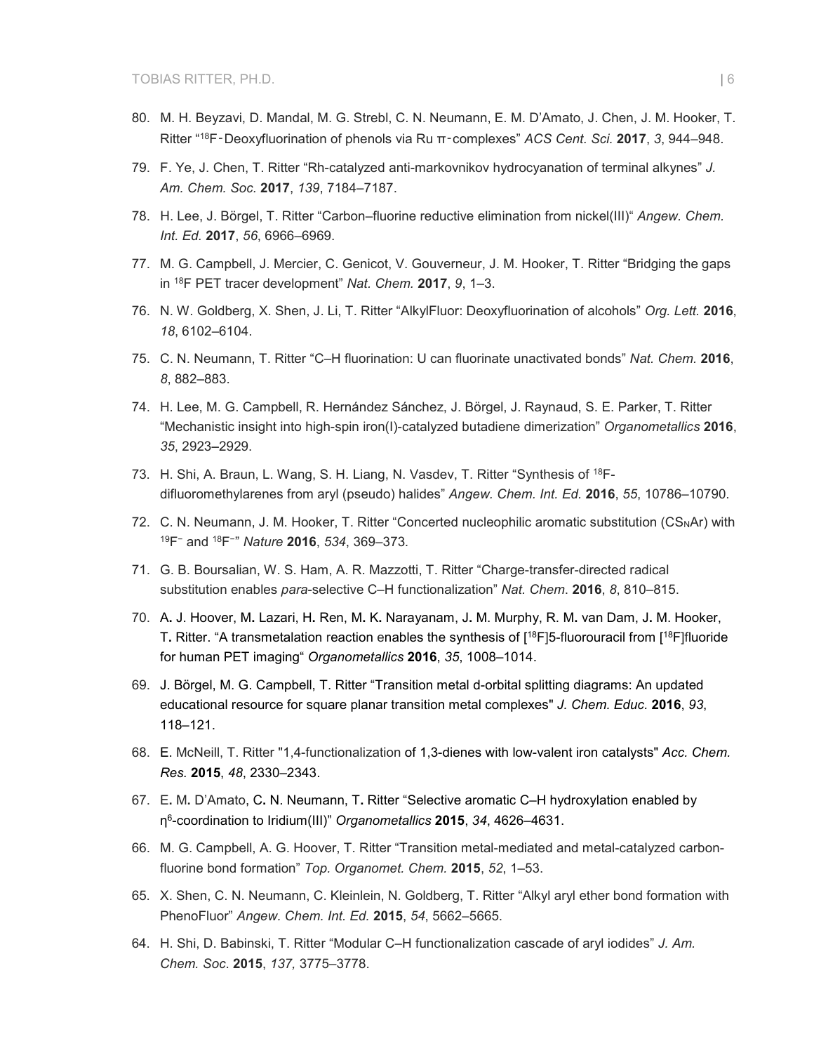80. M. H. Beyzavi, D. Mandal, M. G. Strebl, C. N. Neumann, E. M. D'Amato, J. Chen, J. M. Hooker, T. Ritter "$^{18}$F‑Deoxyfluorination of phenols via Ru π‑complexes" *ACS Cent. Sci.* **2017**, *3*, 944–948.

79. F. Ye, J. Chen, T. Ritter "Rh-catalyzed anti-markovnikov hydrocyanation of terminal alkynes" *J. Am. Chem. Soc.* **2017**, *139*, 7184–7187.

78. H. Lee, J. Börgel, T. Ritter "Carbon–fluorine reductive elimination from nickel(III)" *Angew. Chem. Int. Ed.* **2017**, *56*, 6966–6969.

77. M. G. Campbell, J. Mercier, C. Genicot, V. Gouverneur, J. M. Hooker, T. Ritter "Bridging the gaps in $^{18}$F PET tracer development" *Nat. Chem.* **2017**, *9*, 1–3.

76. N. W. Goldberg, X. Shen, J. Li, T. Ritter "AlkylFluor: Deoxyfluorination of alcohols" *Org. Lett.* **2016**, *18*, 6102–6104.

75. C. N. Neumann, T. Ritter "C–H fluorination: U can fluorinate unactivated bonds" *Nat. Chem.* **2016**, *8*, 882–883.

74. H. Lee, M. G. Campbell, R. Hernández Sánchez, J. Börgel, J. Raynaud, S. E. Parker, T. Ritter "Mechanistic insight into high-spin iron(I)-catalyzed butadiene dimerization" *Organometallics* **2016**, *35*, 2923–2929.

73. H. Shi, A. Braun, L. Wang, S. H. Liang, N. Vasdev, T. Ritter "Synthesis of $^{18}$F-difluoromethylarenes from aryl (pseudo) halides" *Angew. Chem. Int. Ed.* **2016**, *55*, 10786–10790.

72. C. N. Neumann, J. M. Hooker, T. Ritter "Concerted nucleophilic aromatic substitution ($CS_NAr$) with $^{19}F^-$ and $^{18}F^-$" *Nature* **2016**, *534*, 369–373.

71. G. B. Boursalian, W. S. Ham, A. R. Mazzotti, T. Ritter "Charge-transfer-directed radical substitution enables *para*-selective C–H functionalization" *Nat. Chem.* **2016**, *8*, 810–815.

70. A. J. Hoover, M. Lazari, H. Ren, M. K. Narayanam, J. M. Murphy, R. M. van Dam, J. M. Hooker, T. Ritter. "A transmetalation reaction enables the synthesis of [$^{18}$F]5-fluorouracil from [$^{18}$F]fluoride for human PET imaging" *Organometallics* **2016**, *35*, 1008–1014.

69. J. Börgel, M. G. Campbell, T. Ritter "Transition metal d-orbital splitting diagrams: An updated educational resource for square planar transition metal complexes" *J. Chem. Educ.* **2016**, *93*, 118–121.

68. E. McNeill, T. Ritter "1,4-functionalization of 1,3-dienes with low-valent iron catalysts" *Acc. Chem. Res.* **2015**, *48*, 2330–2343.

67. E. M. D'Amato, C. N. Neumann, T. Ritter "Selective aromatic C–H hydroxylation enabled by $\eta^6$-coordination to Iridium(III)" *Organometallics* **2015**, *34*, 4626–4631.

66. M. G. Campbell, A. G. Hoover, T. Ritter "Transition metal-mediated and metal-catalyzed carbon-fluorine bond formation" *Top. Organomet. Chem.* **2015**, *52*, 1–53.

65. X. Shen, C. N. Neumann, C. Kleinlein, N. Goldberg, T. Ritter "Alkyl aryl ether bond formation with PhenoFluor" *Angew. Chem. Int. Ed.* **2015**, *54*, 5662–5665.

64. H. Shi, D. Babinski, T. Ritter "Modular C–H functionalization cascade of aryl iodides" *J. Am. Chem. Soc.* **2015**, *137,* 3775–3778.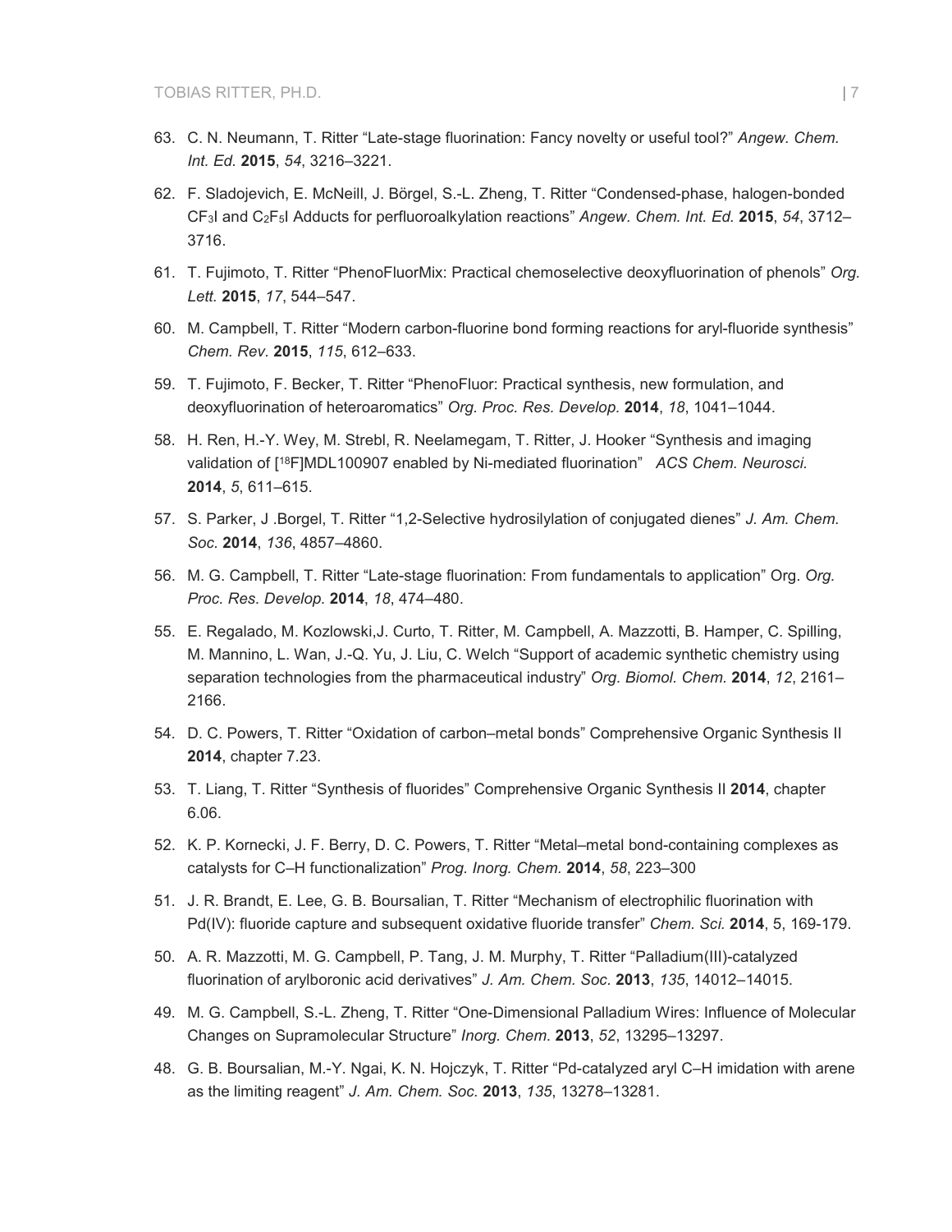63. C. N. Neumann, T. Ritter "Late-stage fluorination: Fancy novelty or useful tool?" *Angew. Chem. Int. Ed.* **2015**, *54*, 3216–3221.

62. F. Sladojevich, E. McNeill, J. Börgel, S.-L. Zheng, T. Ritter "Condensed-phase, halogen-bonded $CF_3I$ and $C_2F_5I$ Adducts for perfluoroalkylation reactions" *Angew. Chem. Int. Ed.* **2015**, *54*, 3712–3716.

61. T. Fujimoto, T. Ritter "PhenoFluorMix: Practical chemoselective deoxyfluorination of phenols" *Org. Lett.* **2015**, *17*, 544–547.

60. M. Campbell, T. Ritter "Modern carbon-fluorine bond forming reactions for aryl-fluoride synthesis" *Chem. Rev.* **2015**, *115*, 612–633.

59. T. Fujimoto, F. Becker, T. Ritter "PhenoFluor: Practical synthesis, new formulation, and deoxyfluorination of heteroaromatics" *Org. Proc. Res. Develop.* **2014**, *18*, 1041–1044.

58. H. Ren, H.-Y. Wey, M. Strebl, R. Neelamegam, T. Ritter, J. Hooker "Synthesis and imaging validation of [$^{18}$F]MDL100907 enabled by Ni-mediated fluorination" *ACS Chem. Neurosci.* **2014**, *5*, 611–615.

57. S. Parker, J .Borgel, T. Ritter "1,2-Selective hydrosilylation of conjugated dienes" *J. Am. Chem. Soc.* **2014**, *136*, 4857–4860.

56. M. G. Campbell, T. Ritter "Late-stage fluorination: From fundamentals to application" Org. *Org. Proc. Res. Develop.* **2014**, *18*, 474–480.

55. E. Regalado, M. Kozlowski,J. Curto, T. Ritter, M. Campbell, A. Mazzotti, B. Hamper, C. Spilling, M. Mannino, L. Wan, J.-Q. Yu, J. Liu, C. Welch "Support of academic synthetic chemistry using separation technologies from the pharmaceutical industry" *Org. Biomol. Chem.* **2014**, *12*, 2161–2166.

54. D. C. Powers, T. Ritter "Oxidation of carbon–metal bonds" Comprehensive Organic Synthesis II **2014**, chapter 7.23.

53. T. Liang, T. Ritter "Synthesis of fluorides" Comprehensive Organic Synthesis II **2014**, chapter 6.06.

52. K. P. Kornecki, J. F. Berry, D. C. Powers, T. Ritter "Metal–metal bond-containing complexes as catalysts for C–H functionalization" *Prog. Inorg. Chem.* **2014**, *58*, 223–300

51. J. R. Brandt, E. Lee, G. B. Boursalian, T. Ritter "Mechanism of electrophilic fluorination with Pd(IV): fluoride capture and subsequent oxidative fluoride transfer" *Chem. Sci.* **2014**, 5, 169-179.

50. A. R. Mazzotti, M. G. Campbell, P. Tang, J. M. Murphy, T. Ritter "Palladium(III)-catalyzed fluorination of arylboronic acid derivatives" *J. Am. Chem. Soc.* **2013**, *135*, 14012–14015.

49. M. G. Campbell, S.-L. Zheng, T. Ritter "One-Dimensional Palladium Wires: Influence of Molecular Changes on Supramolecular Structure" *Inorg. Chem.* **2013**, *52*, 13295–13297.

48. G. B. Boursalian, M.-Y. Ngai, K. N. Hojczyk, T. Ritter "Pd-catalyzed aryl C–H imidation with arene as the limiting reagent" *J. Am. Chem. Soc.* **2013**, *135*, 13278–13281.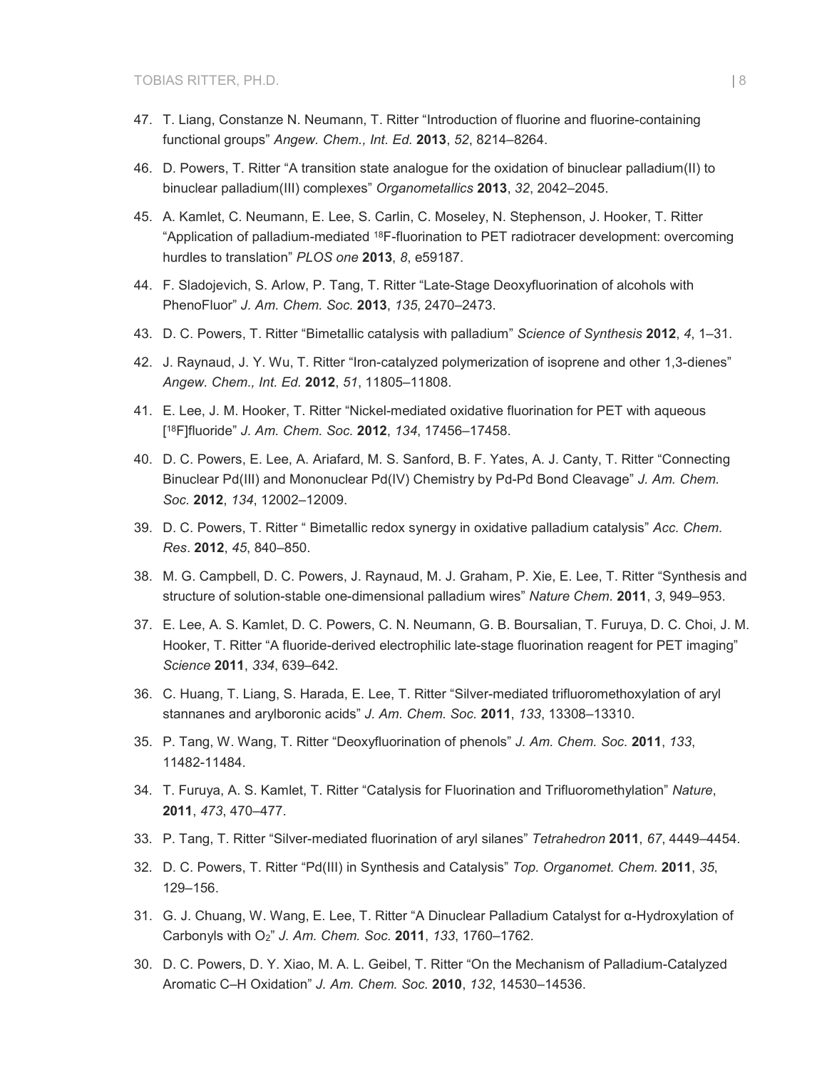47. T. Liang, Constanze N. Neumann, T. Ritter "Introduction of fluorine and fluorine-containing functional groups" *Angew. Chem., Int. Ed.* **2013**, *52*, 8214–8264.

46. D. Powers, T. Ritter "A transition state analogue for the oxidation of binuclear palladium(II) to binuclear palladium(III) complexes" *Organometallics* **2013**, *32*, 2042–2045.

45. A. Kamlet, C. Neumann, E. Lee, S. Carlin, C. Moseley, N. Stephenson, J. Hooker, T. Ritter "Application of palladium-mediated $^{18}$F-fluorination to PET radiotracer development: overcoming hurdles to translation" *PLOS one* **2013**, *8*, e59187.

44. F. Sladojevich, S. Arlow, P. Tang, T. Ritter "Late-Stage Deoxyfluorination of alcohols with PhenoFluor" *J. Am. Chem. Soc.* **2013**, *135*, 2470–2473.

43. D. C. Powers, T. Ritter "Bimetallic catalysis with palladium" *Science of Synthesis* **2012**, *4*, 1–31.

42. J. Raynaud, J. Y. Wu, T. Ritter "Iron-catalyzed polymerization of isoprene and other 1,3-dienes" *Angew. Chem., Int. Ed.* **2012**, *51*, 11805–11808.

41. E. Lee, J. M. Hooker, T. Ritter "Nickel-mediated oxidative fluorination for PET with aqueous [$^{18}$F]fluoride" *J. Am. Chem. Soc.* **2012**, *134*, 17456–17458.

40. D. C. Powers, E. Lee, A. Ariafard, M. S. Sanford, B. F. Yates, A. J. Canty, T. Ritter "Connecting Binuclear Pd(III) and Mononuclear Pd(IV) Chemistry by Pd-Pd Bond Cleavage" *J. Am. Chem. Soc.* **2012**, *134*, 12002–12009.

39. D. C. Powers, T. Ritter " Bimetallic redox synergy in oxidative palladium catalysis" *Acc. Chem. Res*. **2012**, *45*, 840–850.

38. M. G. Campbell, D. C. Powers, J. Raynaud, M. J. Graham, P. Xie, E. Lee, T. Ritter "Synthesis and structure of solution-stable one-dimensional palladium wires" *Nature Chem*. **2011**, *3*, 949–953.

37. E. Lee, A. S. Kamlet, D. C. Powers, C. N. Neumann, G. B. Boursalian, T. Furuya, D. C. Choi, J. M. Hooker, T. Ritter "A fluoride-derived electrophilic late-stage fluorination reagent for PET imaging" *Science* **2011**, *334*, 639–642.

36. C. Huang, T. Liang, S. Harada, E. Lee, T. Ritter "Silver-mediated trifluoromethoxylation of aryl stannanes and arylboronic acids" *J. Am. Chem. Soc.* **2011**, *133*, 13308–13310.

35. P. Tang, W. Wang, T. Ritter "Deoxyfluorination of phenols" *J. Am. Chem. Soc.* **2011**, *133*, 11482-11484.

34. T. Furuya, A. S. Kamlet, T. Ritter "Catalysis for Fluorination and Trifluoromethylation" *Nature*, **2011**, *473*, 470–477.

33. P. Tang, T. Ritter "Silver-mediated fluorination of aryl silanes" *Tetrahedron* **2011**, *67*, 4449–4454.

32. D. C. Powers, T. Ritter "Pd(III) in Synthesis and Catalysis" *Top. Organomet. Chem.* **2011**, *35*, 129–156.

31. G. J. Chuang, W. Wang, E. Lee, T. Ritter "A Dinuclear Palladium Catalyst for α-Hydroxylation of Carbonyls with $O_2$" *J. Am. Chem. Soc.* **2011**, *133*, 1760–1762.

30. D. C. Powers, D. Y. Xiao, M. A. L. Geibel, T. Ritter "On the Mechanism of Palladium-Catalyzed Aromatic C–H Oxidation" *J. Am. Chem. Soc.* **2010**, *132*, 14530–14536.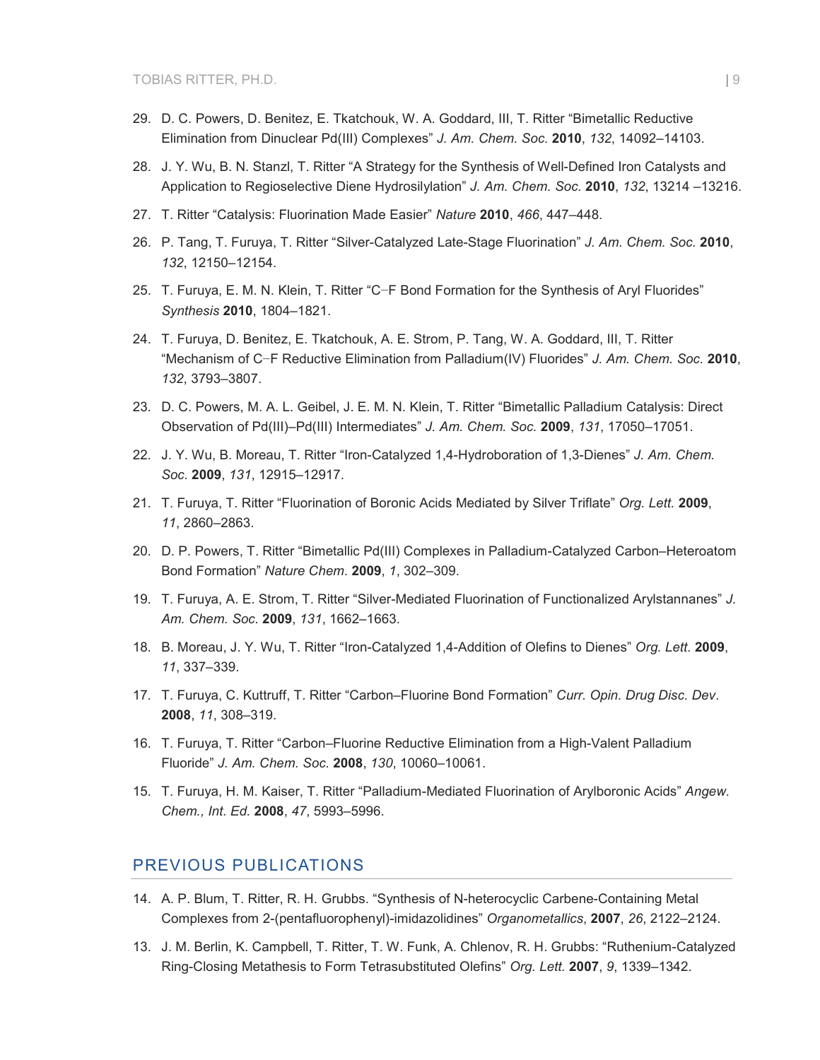29. D. C. Powers, D. Benitez, E. Tkatchouk, W. A. Goddard, III, T. Ritter "Bimetallic Reductive Elimination from Dinuclear Pd(III) Complexes" *J. Am. Chem. Soc.* **2010**, *132*, 14092–14103.

28. J. Y. Wu, B. N. Stanzl, T. Ritter "A Strategy for the Synthesis of Well-Defined Iron Catalysts and Application to Regioselective Diene Hydrosilylation" *J. Am. Chem. Soc.* **2010**, *132*, 13214 –13216.

27. T. Ritter "Catalysis: Fluorination Made Easier" *Nature* **2010**, *466*, 447–448.

26. P. Tang, T. Furuya, T. Ritter "Silver-Catalyzed Late-Stage Fluorination" *J. Am. Chem. Soc.* **2010**, *132*, 12150–12154.

25. T. Furuya, E. M. N. Klein, T. Ritter "C–F Bond Formation for the Synthesis of Aryl Fluorides" *Synthesis* **2010**, 1804–1821.

24. T. Furuya, D. Benitez, E. Tkatchouk, A. E. Strom, P. Tang, W. A. Goddard, III, T. Ritter "Mechanism of C–F Reductive Elimination from Palladium(IV) Fluorides" *J. Am. Chem. Soc.* **2010**, *132*, 3793–3807.

23. D. C. Powers, M. A. L. Geibel, J. E. M. N. Klein, T. Ritter "Bimetallic Palladium Catalysis: Direct Observation of Pd(III)–Pd(III) Intermediates" *J. Am. Chem. Soc.* **2009**, *131*, 17050–17051.

22. J. Y. Wu, B. Moreau, T. Ritter "Iron-Catalyzed 1,4-Hydroboration of 1,3-Dienes" *J. Am. Chem. Soc.* **2009**, *131*, 12915–12917.

21. T. Furuya, T. Ritter "Fluorination of Boronic Acids Mediated by Silver Triflate" *Org. Lett.* **2009**, *11*, 2860–2863.

20. D. P. Powers, T. Ritter "Bimetallic Pd(III) Complexes in Palladium-Catalyzed Carbon–Heteroatom Bond Formation" *Nature Chem*. **2009**, *1*, 302–309.

19. T. Furuya, A. E. Strom, T. Ritter "Silver-Mediated Fluorination of Functionalized Arylstannanes" *J. Am. Chem. Soc.* **2009**, *131*, 1662–1663.

18. B. Moreau, J. Y. Wu, T. Ritter "Iron-Catalyzed 1,4-Addition of Olefins to Dienes" *Org. Lett.* **2009**, *11*, 337–339.

17. T. Furuya, C. Kuttruff, T. Ritter "Carbon–Fluorine Bond Formation" *Curr. Opin. Drug Disc. Dev*. **2008**, *11*, 308–319.

16. T. Furuya, T. Ritter "Carbon–Fluorine Reductive Elimination from a High-Valent Palladium Fluoride" *J. Am. Chem. Soc.* **2008**, *130*, 10060–10061.

15. T. Furuya, H. M. Kaiser, T. Ritter "Palladium-Mediated Fluorination of Arylboronic Acids" *Angew. Chem., Int. Ed.* **2008**, *47*, 5993–5996.

## PREVIOUS PUBLICATIONS

14. A. P. Blum, T. Ritter, R. H. Grubbs. "Synthesis of N-heterocyclic Carbene-Containing Metal Complexes from 2-(pentafluorophenyl)-imidazolidines" *Organometallics*, **2007**, *26*, 2122–2124.

13. J. M. Berlin, K. Campbell, T. Ritter, T. W. Funk, A. Chlenov, R. H. Grubbs: "Ruthenium-Catalyzed Ring-Closing Metathesis to Form Tetrasubstituted Olefins" *Org. Lett.* **2007**, *9*, 1339–1342.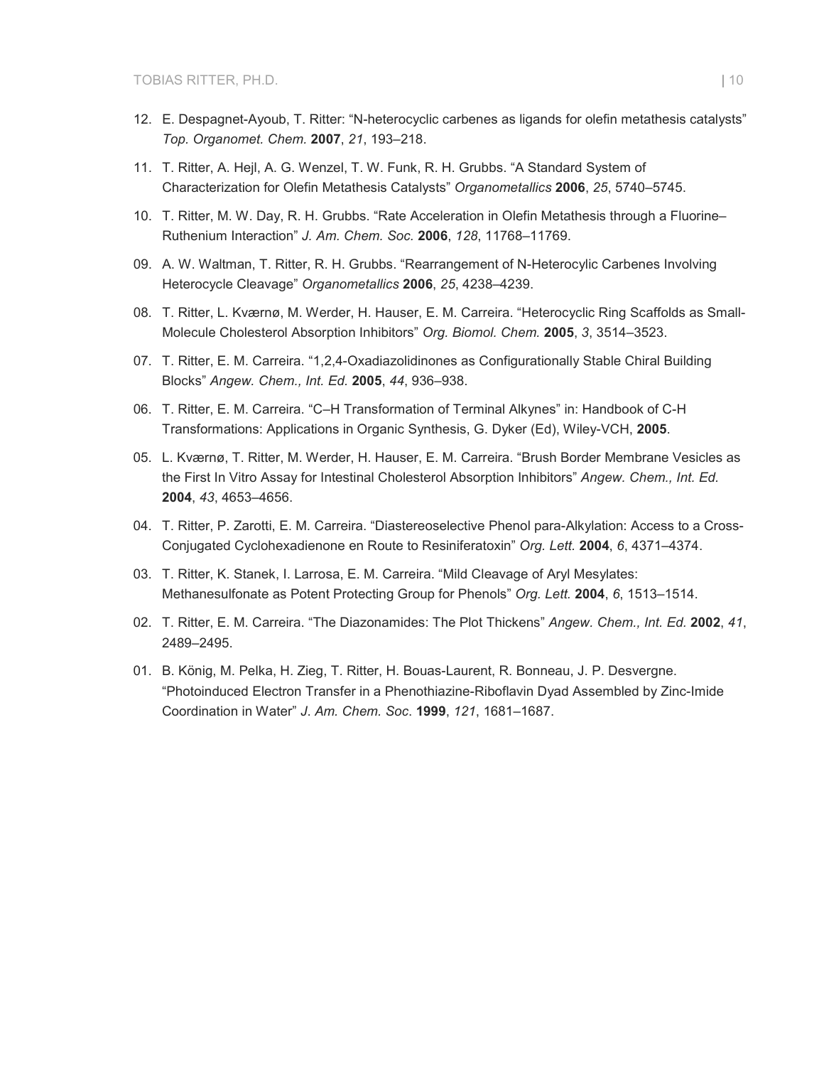12. E. Despagnet-Ayoub, T. Ritter: "N-heterocyclic carbenes as ligands for olefin metathesis catalysts" *Top. Organomet. Chem.* **2007**, *21*, 193–218.

11. T. Ritter, A. Hejl, A. G. Wenzel, T. W. Funk, R. H. Grubbs. "A Standard System of Characterization for Olefin Metathesis Catalysts" *Organometallics* **2006**, *25*, 5740–5745.

10. T. Ritter, M. W. Day, R. H. Grubbs. "Rate Acceleration in Olefin Metathesis through a Fluorine–Ruthenium Interaction" *J. Am. Chem. Soc.* **2006**, *128*, 11768–11769.

09. A. W. Waltman, T. Ritter, R. H. Grubbs. "Rearrangement of N-Heterocylic Carbenes Involving Heterocycle Cleavage" *Organometallics* **2006**, *25*, 4238–4239.

08. T. Ritter, L. Kværnø, M. Werder, H. Hauser, E. M. Carreira. "Heterocyclic Ring Scaffolds as Small-Molecule Cholesterol Absorption Inhibitors" *Org. Biomol. Chem.* **2005**, *3*, 3514–3523.

07. T. Ritter, E. M. Carreira. "1,2,4-Oxadiazolidinones as Configurationally Stable Chiral Building Blocks" *Angew. Chem., Int. Ed.* **2005**, *44*, 936–938.

06. T. Ritter, E. M. Carreira. "C–H Transformation of Terminal Alkynes" in: Handbook of C-H Transformations: Applications in Organic Synthesis, G. Dyker (Ed), Wiley-VCH, **2005**.

05. L. Kværnø, T. Ritter, M. Werder, H. Hauser, E. M. Carreira. "Brush Border Membrane Vesicles as the First In Vitro Assay for Intestinal Cholesterol Absorption Inhibitors" *Angew. Chem., Int. Ed.* **2004**, *43*, 4653–4656.

04. T. Ritter, P. Zarotti, E. M. Carreira. "Diastereoselective Phenol para-Alkylation: Access to a Cross-Conjugated Cyclohexadienone en Route to Resiniferatoxin" *Org. Lett.* **2004**, *6*, 4371–4374.

03. T. Ritter, K. Stanek, I. Larrosa, E. M. Carreira. "Mild Cleavage of Aryl Mesylates: Methanesulfonate as Potent Protecting Group for Phenols" *Org. Lett.* **2004**, *6*, 1513–1514.

02. T. Ritter, E. M. Carreira. "The Diazonamides: The Plot Thickens" *Angew. Chem., Int. Ed.* **2002**, *41*, 2489–2495.

01. B. König, M. Pelka, H. Zieg, T. Ritter, H. Bouas-Laurent, R. Bonneau, J. P. Desvergne. "Photoinduced Electron Transfer in a Phenothiazine-Riboflavin Dyad Assembled by Zinc-Imide Coordination in Water" *J. Am. Chem. Soc.* **1999**, *121*, 1681–1687.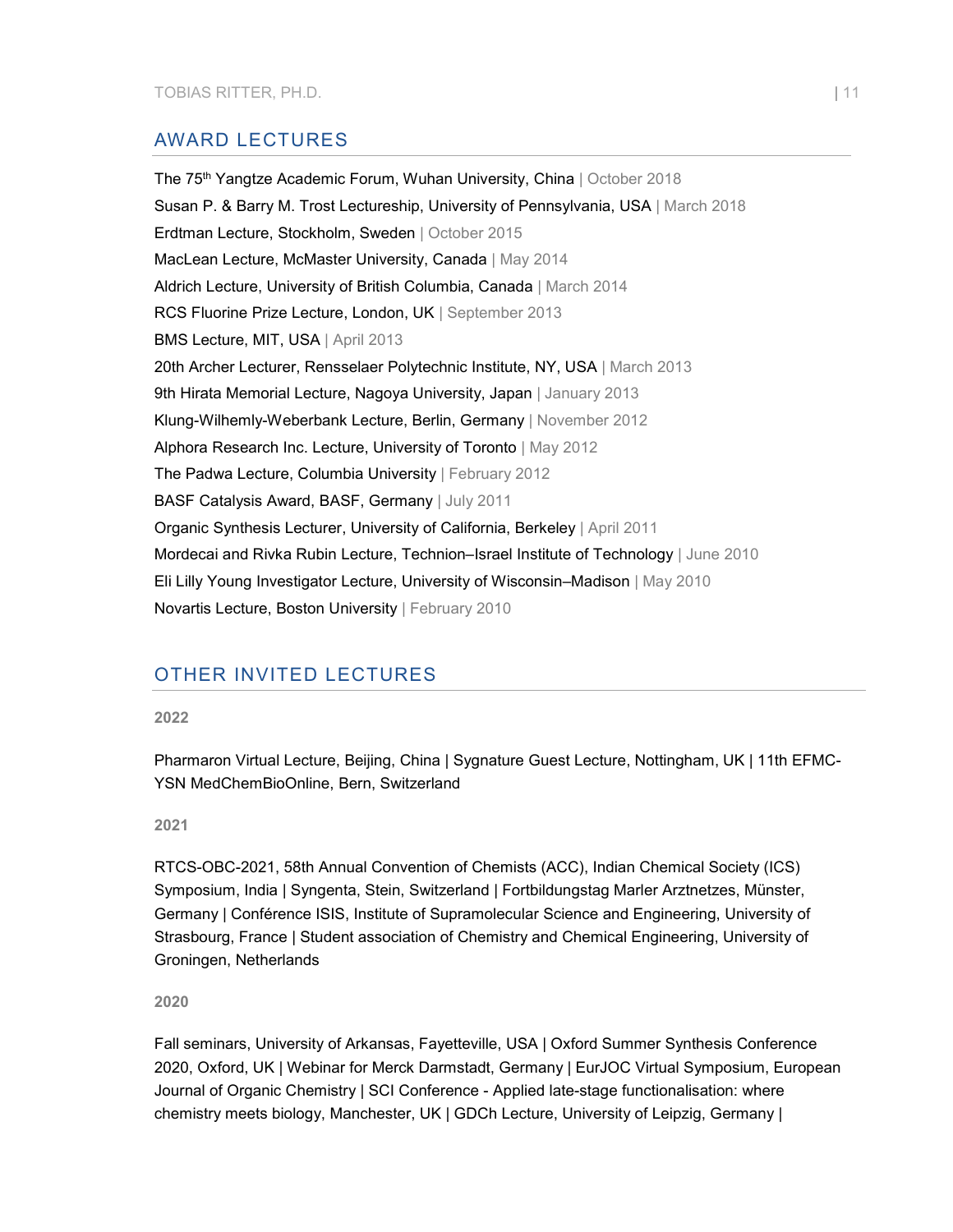## AWARD LECTURES

The 75th Yangtze Academic Forum, Wuhan University, China | October 2018
Susan P. & Barry M. Trost Lectureship, University of Pennsylvania, USA | March 2018
Erdtman Lecture, Stockholm, Sweden | October 2015
MacLean Lecture, McMaster University, Canada | May 2014
Aldrich Lecture, University of British Columbia, Canada | March 2014
RCS Fluorine Prize Lecture, London, UK | September 2013
BMS Lecture, MIT, USA | April 2013
20th Archer Lecturer, Rensselaer Polytechnic Institute, NY, USA | March 2013
9th Hirata Memorial Lecture, Nagoya University, Japan | January 2013
Klung-Wilhemly-Weberbank Lecture, Berlin, Germany | November 2012
Alphora Research Inc. Lecture, University of Toronto | May 2012
The Padwa Lecture, Columbia University | February 2012
BASF Catalysis Award, BASF, Germany | July 2011
Organic Synthesis Lecturer, University of California, Berkeley | April 2011
Mordecai and Rivka Rubin Lecture, Technion–Israel Institute of Technology | June 2010
Eli Lilly Young Investigator Lecture, University of Wisconsin–Madison | May 2010
Novartis Lecture, Boston University | February 2010

## OTHER INVITED LECTURES

**2022**

Pharmaron Virtual Lecture, Beijing, China | Sygnature Guest Lecture, Nottingham, UK | 11th EFMC-YSN MedChemBioOnline, Bern, Switzerland

**2021**

RTCS-OBC-2021, 58th Annual Convention of Chemists (ACC), Indian Chemical Society (ICS) Symposium, India | Syngenta, Stein, Switzerland | Fortbildungstag Marler Arztnetzes, Münster, Germany | Conférence ISIS, Institute of Supramolecular Science and Engineering, University of Strasbourg, France | Student association of Chemistry and Chemical Engineering, University of Groningen, Netherlands

**2020**

Fall seminars, University of Arkansas, Fayetteville, USA | Oxford Summer Synthesis Conference 2020, Oxford, UK | Webinar for Merck Darmstadt, Germany | EurJOC Virtual Symposium, European Journal of Organic Chemistry | SCI Conference - Applied late-stage functionalisation: where chemistry meets biology, Manchester, UK | GDCh Lecture, University of Leipzig, Germany |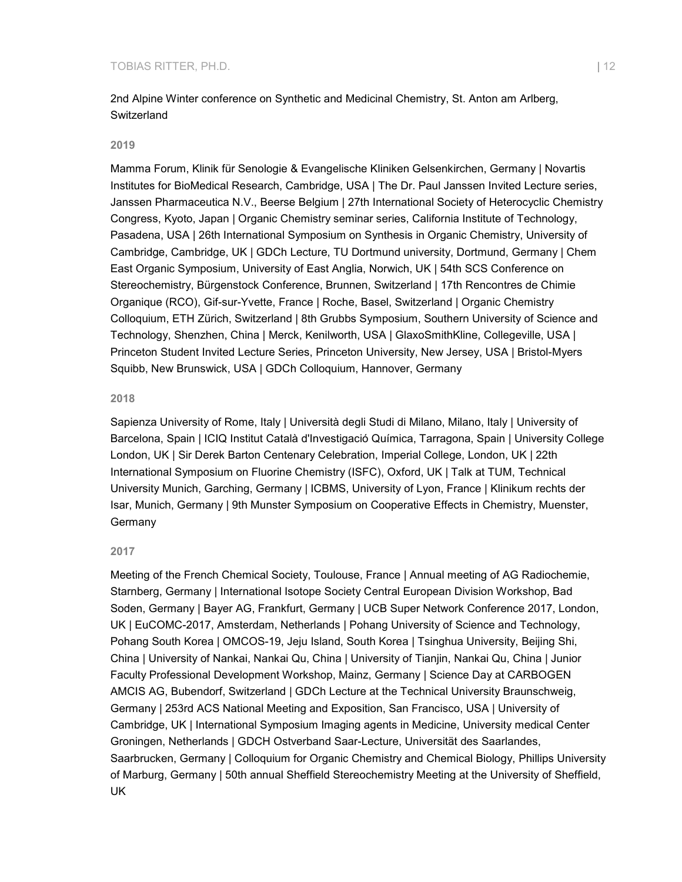2nd Alpine Winter conference on Synthetic and Medicinal Chemistry, St. Anton am Arlberg, Switzerland

### 2019

Mamma Forum, Klinik für Senologie & Evangelische Kliniken Gelsenkirchen, Germany | Novartis Institutes for BioMedical Research, Cambridge, USA | The Dr. Paul Janssen Invited Lecture series, Janssen Pharmaceutica N.V., Beerse Belgium | 27th International Society of Heterocyclic Chemistry Congress, Kyoto, Japan | Organic Chemistry seminar series, California Institute of Technology, Pasadena, USA | 26th International Symposium on Synthesis in Organic Chemistry, University of Cambridge, Cambridge, UK | GDCh Lecture, TU Dortmund university, Dortmund, Germany | Chem East Organic Symposium, University of East Anglia, Norwich, UK | 54th SCS Conference on Stereochemistry, Bürgenstock Conference, Brunnen, Switzerland | 17th Rencontres de Chimie Organique (RCO), Gif-sur-Yvette, France | Roche, Basel, Switzerland | Organic Chemistry Colloquium, ETH Zürich, Switzerland | 8th Grubbs Symposium, Southern University of Science and Technology, Shenzhen, China | Merck, Kenilworth, USA | GlaxoSmithKline, Collegeville, USA | Princeton Student Invited Lecture Series, Princeton University, New Jersey, USA | Bristol-Myers Squibb, New Brunswick, USA | GDCh Colloquium, Hannover, Germany

### 2018

Sapienza University of Rome, Italy | Università degli Studi di Milano, Milano, Italy | University of Barcelona, Spain | ICIQ Institut Català d'Investigació Química, Tarragona, Spain | University College London, UK | Sir Derek Barton Centenary Celebration, Imperial College, London, UK | 22th International Symposium on Fluorine Chemistry (ISFC), Oxford, UK | Talk at TUM, Technical University Munich, Garching, Germany | ICBMS, University of Lyon, France | Klinikum rechts der Isar, Munich, Germany | 9th Munster Symposium on Cooperative Effects in Chemistry, Muenster, Germany

### 2017

Meeting of the French Chemical Society, Toulouse, France | Annual meeting of AG Radiochemie, Starnberg, Germany | International Isotope Society Central European Division Workshop, Bad Soden, Germany | Bayer AG, Frankfurt, Germany | UCB Super Network Conference 2017, London, UK | EuCOMC-2017, Amsterdam, Netherlands | Pohang University of Science and Technology, Pohang South Korea | OMCOS-19, Jeju Island, South Korea | Tsinghua University, Beijing Shi, China | University of Nankai, Nankai Qu, China | University of Tianjin, Nankai Qu, China | Junior Faculty Professional Development Workshop, Mainz, Germany | Science Day at CARBOGEN AMCIS AG, Bubendorf, Switzerland | GDCh Lecture at the Technical University Braunschweig, Germany | 253rd ACS National Meeting and Exposition, San Francisco, USA | University of Cambridge, UK | International Symposium Imaging agents in Medicine, University medical Center Groningen, Netherlands | GDCH Ostverband Saar-Lecture, Universität des Saarlandes, Saarbrucken, Germany | Colloquium for Organic Chemistry and Chemical Biology, Phillips University of Marburg, Germany | 50th annual Sheffield Stereochemistry Meeting at the University of Sheffield, UK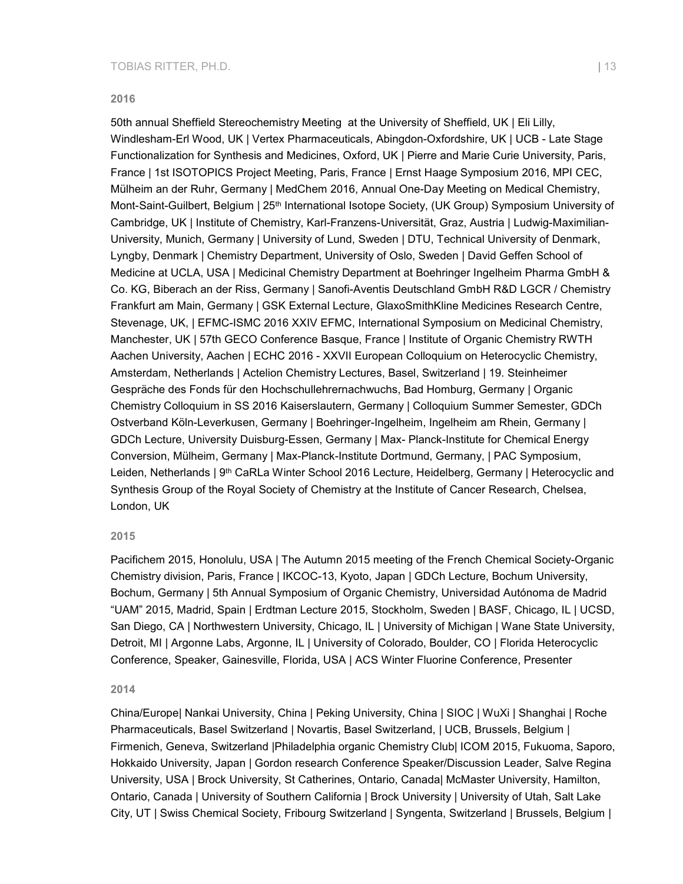### 2016

50th annual Sheffield Stereochemistry Meeting at the University of Sheffield, UK | Eli Lilly, Windlesham-Erl Wood, UK | Vertex Pharmaceuticals, Abingdon-Oxfordshire, UK | UCB - Late Stage Functionalization for Synthesis and Medicines, Oxford, UK | Pierre and Marie Curie University, Paris, France | 1st ISOTOPICS Project Meeting, Paris, France | Ernst Haage Symposium 2016, MPI CEC, Mülheim an der Ruhr, Germany | MedChem 2016, Annual One-Day Meeting on Medical Chemistry, Mont-Saint-Guilbert, Belgium | 25th International Isotope Society, (UK Group) Symposium University of Cambridge, UK | Institute of Chemistry, Karl-Franzens-Universität, Graz, Austria | Ludwig-Maximilian-University, Munich, Germany | University of Lund, Sweden | DTU, Technical University of Denmark, Lyngby, Denmark | Chemistry Department, University of Oslo, Sweden | David Geffen School of Medicine at UCLA, USA | Medicinal Chemistry Department at Boehringer Ingelheim Pharma GmbH & Co. KG, Biberach an der Riss, Germany | Sanofi-Aventis Deutschland GmbH R&D LGCR / Chemistry Frankfurt am Main, Germany | GSK External Lecture, GlaxoSmithKline Medicines Research Centre, Stevenage, UK, | EFMC-ISMC 2016 XXIV EFMC, International Symposium on Medicinal Chemistry, Manchester, UK | 57th GECO Conference Basque, France | Institute of Organic Chemistry RWTH Aachen University, Aachen | ECHC 2016 - XXVII European Colloquium on Heterocyclic Chemistry, Amsterdam, Netherlands | Actelion Chemistry Lectures, Basel, Switzerland | 19. Steinheimer Gespräche des Fonds für den Hochschullehrernachwuchs, Bad Homburg, Germany | Organic Chemistry Colloquium in SS 2016 Kaiserslautern, Germany | Colloquium Summer Semester, GDCh Ostverband Köln-Leverkusen, Germany | Boehringer-Ingelheim, Ingelheim am Rhein, Germany | GDCh Lecture, University Duisburg-Essen, Germany | Max- Planck-Institute for Chemical Energy Conversion, Mülheim, Germany | Max-Planck-Institute Dortmund, Germany, | PAC Symposium, Leiden, Netherlands | 9th CaRLa Winter School 2016 Lecture, Heidelberg, Germany | Heterocyclic and Synthesis Group of the Royal Society of Chemistry at the Institute of Cancer Research, Chelsea, London, UK

### 2015

Pacifichem 2015, Honolulu, USA | The Autumn 2015 meeting of the French Chemical Society-Organic Chemistry division, Paris, France | IKCOC-13, Kyoto, Japan | GDCh Lecture, Bochum University, Bochum, Germany | 5th Annual Symposium of Organic Chemistry, Universidad Autónoma de Madrid "UAM" 2015, Madrid, Spain | Erdtman Lecture 2015, Stockholm, Sweden | BASF, Chicago, IL | UCSD, San Diego, CA | Northwestern University, Chicago, IL | University of Michigan | Wane State University, Detroit, MI | Argonne Labs, Argonne, IL | University of Colorado, Boulder, CO | Florida Heterocyclic Conference, Speaker, Gainesville, Florida, USA | ACS Winter Fluorine Conference, Presenter

### 2014

China/Europe| Nankai University, China | Peking University, China | SIOC | WuXi | Shanghai | Roche Pharmaceuticals, Basel Switzerland | Novartis, Basel Switzerland, | UCB, Brussels, Belgium | Firmenich, Geneva, Switzerland |Philadelphia organic Chemistry Club| ICOM 2015, Fukuoma, Saporo, Hokkaido University, Japan | Gordon research Conference Speaker/Discussion Leader, Salve Regina University, USA | Brock University, St Catherines, Ontario, Canada| McMaster University, Hamilton, Ontario, Canada | University of Southern California | Brock University | University of Utah, Salt Lake City, UT | Swiss Chemical Society, Fribourg Switzerland | Syngenta, Switzerland | Brussels, Belgium |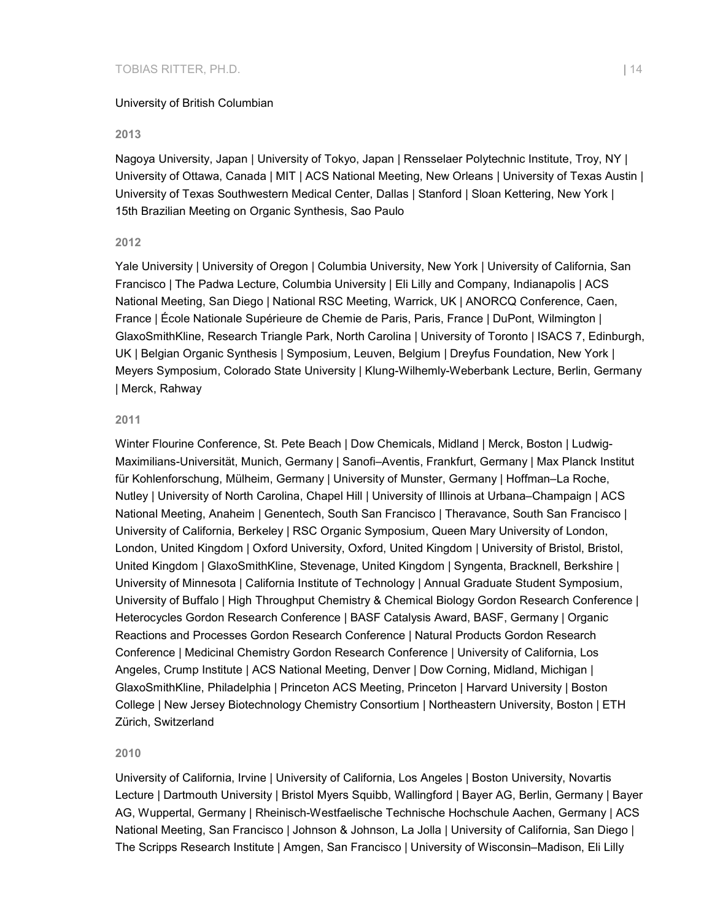University of British Columbian

**2013**

Nagoya University, Japan | University of Tokyo, Japan | Rensselaer Polytechnic Institute, Troy, NY | University of Ottawa, Canada | MIT | ACS National Meeting, New Orleans | University of Texas Austin | University of Texas Southwestern Medical Center, Dallas | Stanford | Sloan Kettering, New York | 15th Brazilian Meeting on Organic Synthesis, Sao Paulo

**2012**

Yale University | University of Oregon | Columbia University, New York | University of California, San Francisco | The Padwa Lecture, Columbia University | Eli Lilly and Company, Indianapolis | ACS National Meeting, San Diego | National RSC Meeting, Warrick, UK | ANORCQ Conference, Caen, France | École Nationale Supérieure de Chemie de Paris, Paris, France | DuPont, Wilmington | GlaxoSmithKline, Research Triangle Park, North Carolina | University of Toronto | ISACS 7, Edinburgh, UK | Belgian Organic Synthesis | Symposium, Leuven, Belgium | Dreyfus Foundation, New York | Meyers Symposium, Colorado State University | Klung-Wilhemly-Weberbank Lecture, Berlin, Germany | Merck, Rahway

**2011**

Winter Flourine Conference, St. Pete Beach | Dow Chemicals, Midland | Merck, Boston | Ludwig-Maximilians-Universität, Munich, Germany | Sanofi–Aventis, Frankfurt, Germany | Max Planck Institut für Kohlenforschung, Mülheim, Germany | University of Munster, Germany | Hoffman–La Roche, Nutley | University of North Carolina, Chapel Hill | University of Illinois at Urbana–Champaign | ACS National Meeting, Anaheim | Genentech, South San Francisco | Theravance, South San Francisco | University of California, Berkeley | RSC Organic Symposium, Queen Mary University of London, London, United Kingdom | Oxford University, Oxford, United Kingdom | University of Bristol, Bristol, United Kingdom | GlaxoSmithKline, Stevenage, United Kingdom | Syngenta, Bracknell, Berkshire | University of Minnesota | California Institute of Technology | Annual Graduate Student Symposium, University of Buffalo | High Throughput Chemistry & Chemical Biology Gordon Research Conference | Heterocycles Gordon Research Conference | BASF Catalysis Award, BASF, Germany | Organic Reactions and Processes Gordon Research Conference | Natural Products Gordon Research Conference | Medicinal Chemistry Gordon Research Conference | University of California, Los Angeles, Crump Institute | ACS National Meeting, Denver | Dow Corning, Midland, Michigan | GlaxoSmithKline, Philadelphia | Princeton ACS Meeting, Princeton | Harvard University | Boston College | New Jersey Biotechnology Chemistry Consortium | Northeastern University, Boston | ETH Zürich, Switzerland

**2010**

University of California, Irvine | University of California, Los Angeles | Boston University, Novartis Lecture | Dartmouth University | Bristol Myers Squibb, Wallingford | Bayer AG, Berlin, Germany | Bayer AG, Wuppertal, Germany | Rheinisch-Westfaelische Technische Hochschule Aachen, Germany | ACS National Meeting, San Francisco | Johnson & Johnson, La Jolla | University of California, San Diego | The Scripps Research Institute | Amgen, San Francisco | University of Wisconsin–Madison, Eli Lilly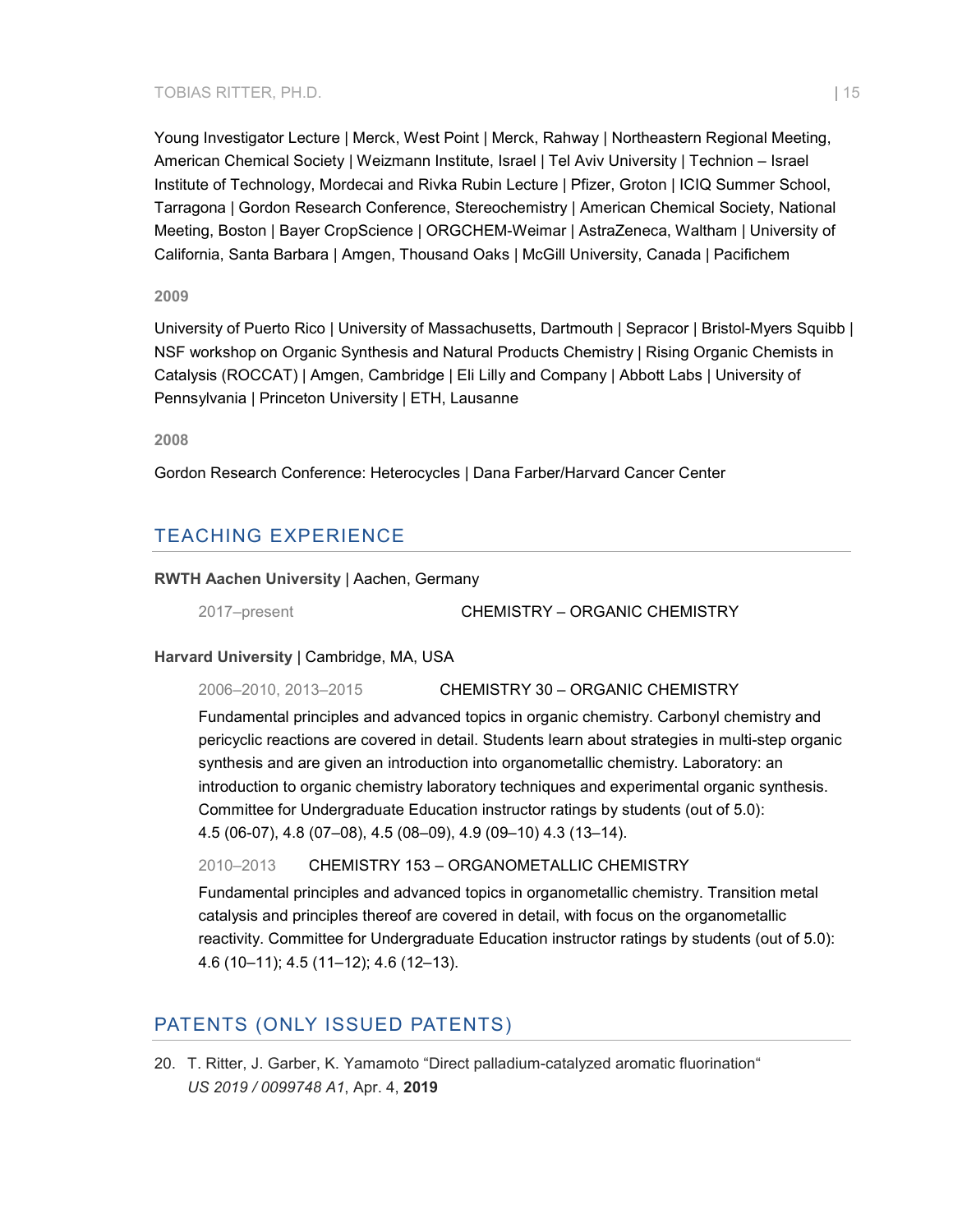Young Investigator Lecture | Merck, West Point | Merck, Rahway | Northeastern Regional Meeting, American Chemical Society | Weizmann Institute, Israel | Tel Aviv University | Technion – Israel Institute of Technology, Mordecai and Rivka Rubin Lecture | Pfizer, Groton | ICIQ Summer School, Tarragona | Gordon Research Conference, Stereochemistry | American Chemical Society, National Meeting, Boston | Bayer CropScience | ORGCHEM-Weimar | AstraZeneca, Waltham | University of California, Santa Barbara | Amgen, Thousand Oaks | McGill University, Canada | Pacifichem

**2009**

University of Puerto Rico | University of Massachusetts, Dartmouth | Sepracor | Bristol-Myers Squibb | NSF workshop on Organic Synthesis and Natural Products Chemistry | Rising Organic Chemists in Catalysis (ROCCAT) | Amgen, Cambridge | Eli Lilly and Company | Abbott Labs | University of Pennsylvania | Princeton University | ETH, Lausanne

**2008**

Gordon Research Conference: Heterocycles | Dana Farber/Harvard Cancer Center

## TEACHING EXPERIENCE

**RWTH Aachen University** | Aachen, Germany

2017–present CHEMISTRY – ORGANIC CHEMISTRY

**Harvard University** | Cambridge, MA, USA

2006–2010, 2013–2015 CHEMISTRY 30 – ORGANIC CHEMISTRY

Fundamental principles and advanced topics in organic chemistry. Carbonyl chemistry and pericyclic reactions are covered in detail. Students learn about strategies in multi-step organic synthesis and are given an introduction into organometallic chemistry. Laboratory: an introduction to organic chemistry laboratory techniques and experimental organic synthesis. Committee for Undergraduate Education instructor ratings by students (out of 5.0): 4.5 (06-07), 4.8 (07–08), 4.5 (08–09), 4.9 (09–10) 4.3 (13–14).

2010–2013 CHEMISTRY 153 – ORGANOMETALLIC CHEMISTRY

Fundamental principles and advanced topics in organometallic chemistry. Transition metal catalysis and principles thereof are covered in detail, with focus on the organometallic reactivity. Committee for Undergraduate Education instructor ratings by students (out of 5.0): 4.6 (10–11); 4.5 (11–12); 4.6 (12–13).

## PATENTS (ONLY ISSUED PATENTS)

20. T. Ritter, J. Garber, K. Yamamoto "Direct palladium-catalyzed aromatic fluorination" *US 2019 / 0099748 A1*, Apr. 4, **2019**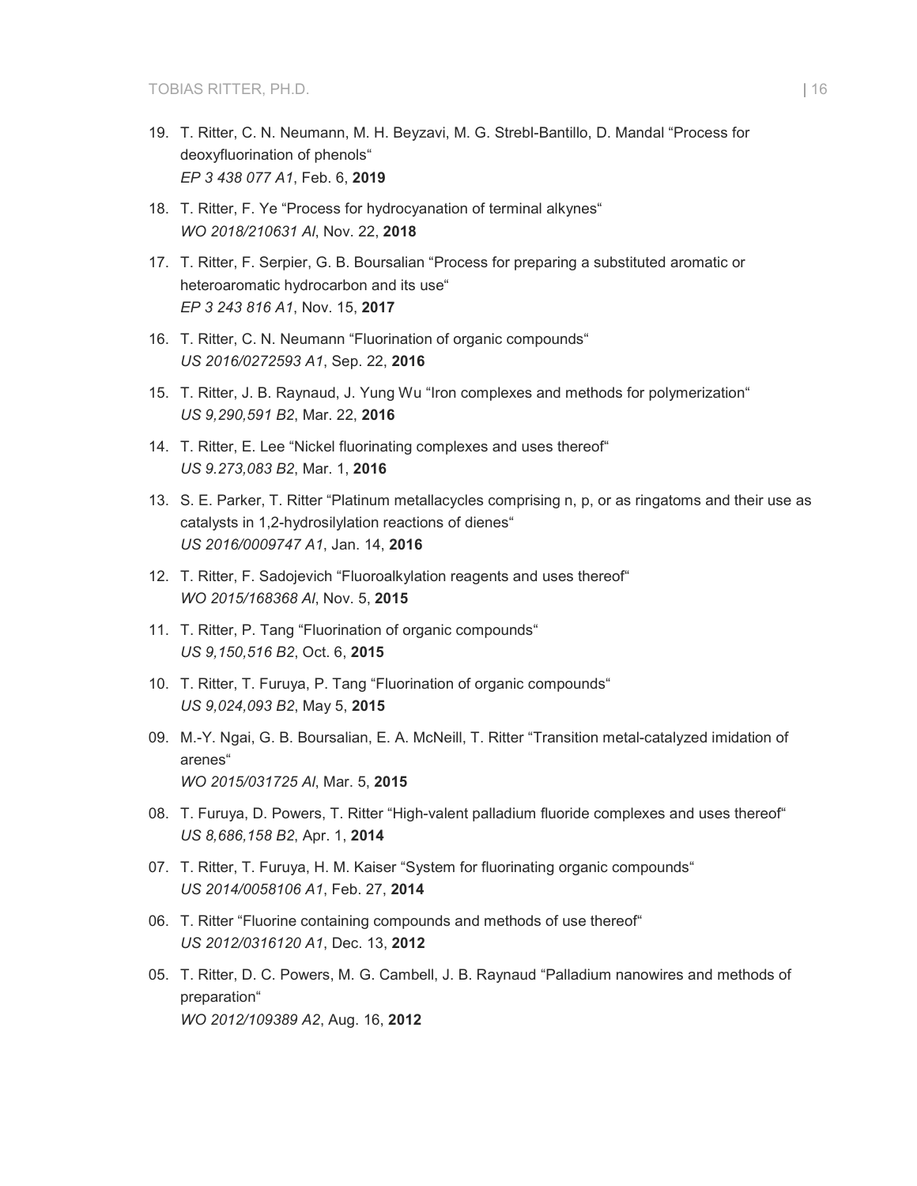19. T. Ritter, C. N. Neumann, M. H. Beyzavi, M. G. Strebl-Bantillo, D. Mandal "Process for deoxyfluorination of phenols"
    *EP 3 438 077 A1*, Feb. 6, **2019**

18. T. Ritter, F. Ye "Process for hydrocyanation of terminal alkynes"
    *WO 2018/210631 Al*, Nov. 22, **2018**

17. T. Ritter, F. Serpier, G. B. Boursalian "Process for preparing a substituted aromatic or heteroaromatic hydrocarbon and its use"
    *EP 3 243 816 A1*, Nov. 15, **2017**

16. T. Ritter, C. N. Neumann "Fluorination of organic compounds"
    *US 2016/0272593 A1*, Sep. 22, **2016**

15. T. Ritter, J. B. Raynaud, J. Yung Wu "Iron complexes and methods for polymerization"
    *US 9,290,591 B2*, Mar. 22, **2016**

14. T. Ritter, E. Lee "Nickel fluorinating complexes and uses thereof"
    *US 9.273,083 B2*, Mar. 1, **2016**

13. S. E. Parker, T. Ritter "Platinum metallacycles comprising n, p, or as ringatoms and their use as catalysts in 1,2-hydrosilylation reactions of dienes"
    *US 2016/0009747 A1*, Jan. 14, **2016**

12. T. Ritter, F. Sadojevich "Fluoroalkylation reagents and uses thereof"
    *WO 2015/168368 Al*, Nov. 5, **2015**

11. T. Ritter, P. Tang "Fluorination of organic compounds"
    *US 9,150,516 B2*, Oct. 6, **2015**

10. T. Ritter, T. Furuya, P. Tang "Fluorination of organic compounds"
    *US 9,024,093 B2*, May 5, **2015**

09. M.-Y. Ngai, G. B. Boursalian, E. A. McNeill, T. Ritter "Transition metal-catalyzed imidation of arenes"
    *WO 2015/031725 Al*, Mar. 5, **2015**

08. T. Furuya, D. Powers, T. Ritter "High-valent palladium fluoride complexes and uses thereof"
    *US 8,686,158 B2*, Apr. 1, **2014**

07. T. Ritter, T. Furuya, H. M. Kaiser "System for fluorinating organic compounds"
    *US 2014/0058106 A1*, Feb. 27, **2014**

06. T. Ritter "Fluorine containing compounds and methods of use thereof"
    *US 2012/0316120 A1*, Dec. 13, **2012**

05. T. Ritter, D. C. Powers, M. G. Cambell, J. B. Raynaud "Palladium nanowires and methods of preparation"
    *WO 2012/109389 A2*, Aug. 16, **2012**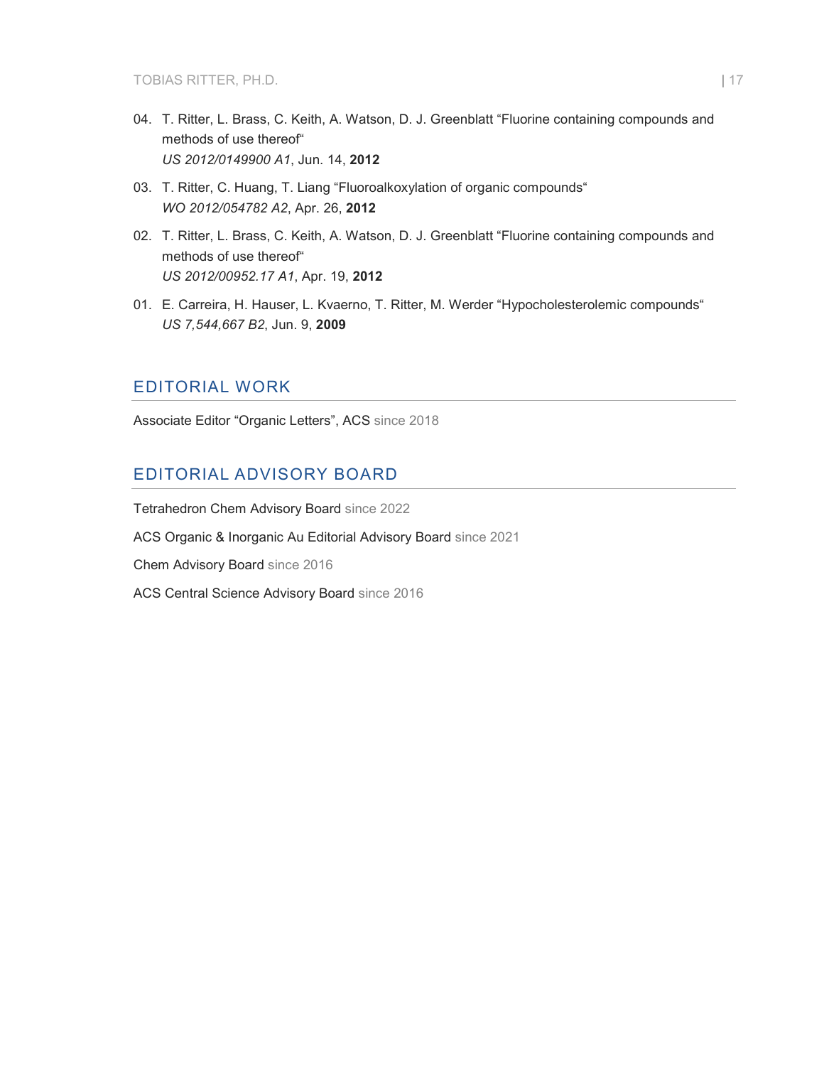04. T. Ritter, L. Brass, C. Keith, A. Watson, D. J. Greenblatt "Fluorine containing compounds and methods of use thereof"
    *US 2012/0149900 A1*, Jun. 14, **2012**

03. T. Ritter, C. Huang, T. Liang "Fluoroalkoxylation of organic compounds"
    *WO 2012/054782 A2*, Apr. 26, **2012**

02. T. Ritter, L. Brass, C. Keith, A. Watson, D. J. Greenblatt "Fluorine containing compounds and methods of use thereof"
    *US 2012/00952.17 A1*, Apr. 19, **2012**

01. E. Carreira, H. Hauser, L. Kvaerno, T. Ritter, M. Werder "Hypocholesterolemic compounds"
    *US 7,544,667 B2*, Jun. 9, **2009**

## EDITORIAL WORK

Associate Editor "Organic Letters", ACS since 2018

## EDITORIAL ADVISORY BOARD

Tetrahedron Chem Advisory Board since 2022

ACS Organic & Inorganic Au Editorial Advisory Board since 2021

Chem Advisory Board since 2016

ACS Central Science Advisory Board since 2016